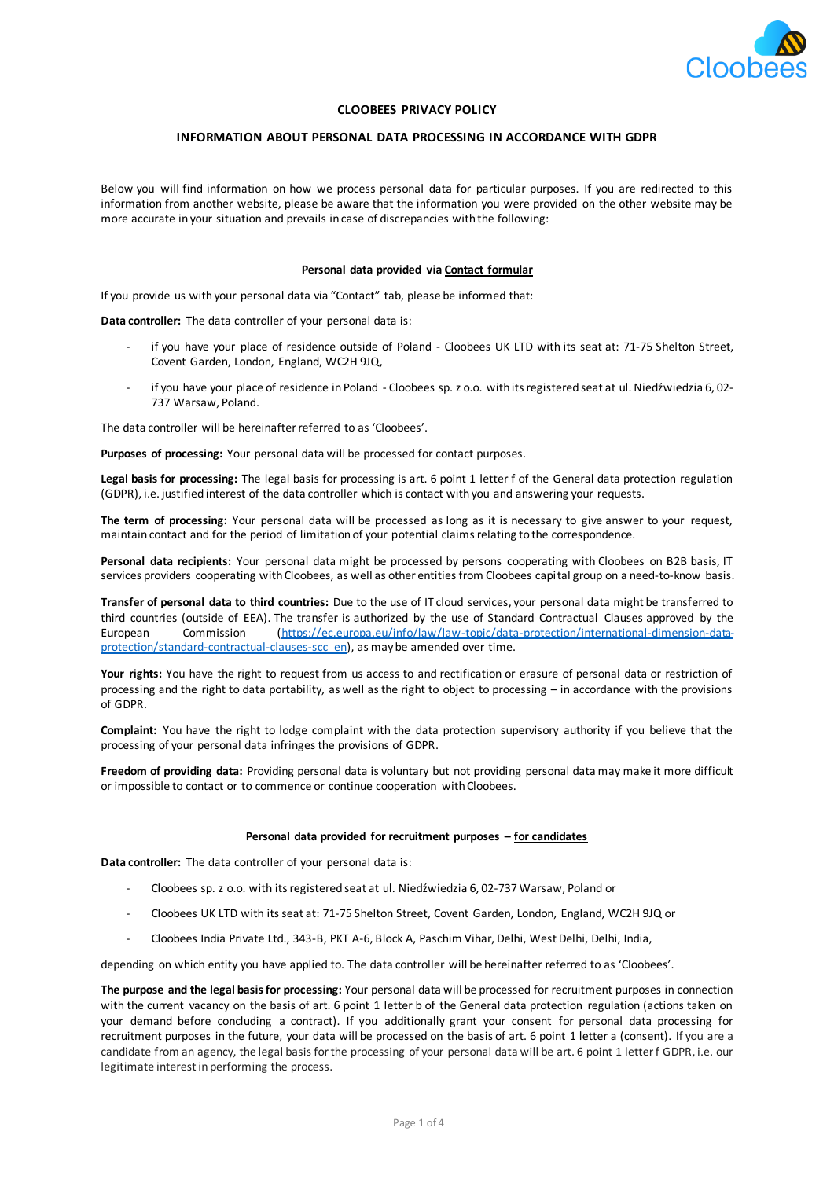# CLOOBEES PRIVACY POLICY

## INFORMATION ABOUT PERSONAL DATA PROCESSING IN ACCORDANCE WITH GDPR

Below you will find information on how we process personal data for particular purposes. If you are redirected to this information from another website, please be aware that the information you were provided on the other website may be more accurate in your situation and prevails in case of discrepancies with the following:

### Personal data provided via Contact formular

If you provide us with your personal data via "Contact" tab, please be informed that:

**Data controller:** The data controller of your personal data is:

- if you have your place of residence outside of Poland - Cloobees UK LTD with its seat at: 71-75 Shelton Street, Covent Garden, London, England, WC2H 9JQ,
- if you have your place of residence in Poland - Cloobees sp. z o.o. with its registered seat at ul. Niedźwiedzia 6, 02-737 Warsaw, Poland.

The data controller will be hereinafter referred to as 'Cloobees'.

**Purposes of processing:** Your personal data will be processed for contact purposes.

**Legal basis for processing:** The legal basis for processing is art. 6 point 1 letter f of the General data protection regulation (GDPR), i.e. justified interest of the data controller which is contact with you and answering your requests.

**The term of processing:** Your personal data will be processed as long as it is necessary to give answer to your request, maintain contact and for the period of limitation of your potential claims relating to the correspondence.

**Personal data recipients:** Your personal data might be processed by persons cooperating with Cloobees on B2B basis, IT services providers cooperating with Cloobees, as well as other entities from Cloobees capital group on a need-to-know basis.

**Transfer of personal data to third countries:** Due to the use of IT cloud services, your personal data might be transferred to third countries (outside of EEA). The transfer is authorized by the use of Standard Contractual Clauses approved by the European Commission (https://ec.europa.eu/info/law/law-topic/data-protection/international-dimension-data-protection/standard-contractual-clauses-scc_en), as may be amended over time.

**Your rights:** You have the right to request from us access to and rectification or erasure of personal data or restriction of processing and the right to data portability, as well as the right to object to processing – in accordance with the provisions of GDPR.

**Complaint:** You have the right to lodge complaint with the data protection supervisory authority if you believe that the processing of your personal data infringes the provisions of GDPR.

**Freedom of providing data:** Providing personal data is voluntary but not providing personal data may make it more difficult or impossible to contact or to commence or continue cooperation with Cloobees.

### Personal data provided for recruitment purposes – for candidates

**Data controller:** The data controller of your personal data is:

- Cloobees sp. z o.o. with its registered seat at ul. Niedźwiedzia 6, 02-737 Warsaw, Poland or
- Cloobees UK LTD with its seat at: 71-75 Shelton Street, Covent Garden, London, England, WC2H 9JQ or
- Cloobees India Private Ltd., 343-B, PKT A-6, Block A, Paschim Vihar, Delhi, West Delhi, Delhi, India,

depending on which entity you have applied to. The data controller will be hereinafter referred to as 'Cloobees'.

**The purpose and the legal basis for processing:** Your personal data will be processed for recruitment purposes in connection with the current vacancy on the basis of art. 6 point 1 letter b of the General data protection regulation (actions taken on your demand before concluding a contract). If you additionally grant your consent for personal data processing for recruitment purposes in the future, your data will be processed on the basis of art. 6 point 1 letter a (consent). If you are a candidate from an agency, the legal basis for the processing of your personal data will be art. 6 point 1 letter f GDPR, i.e. our legitimate interest in performing the process.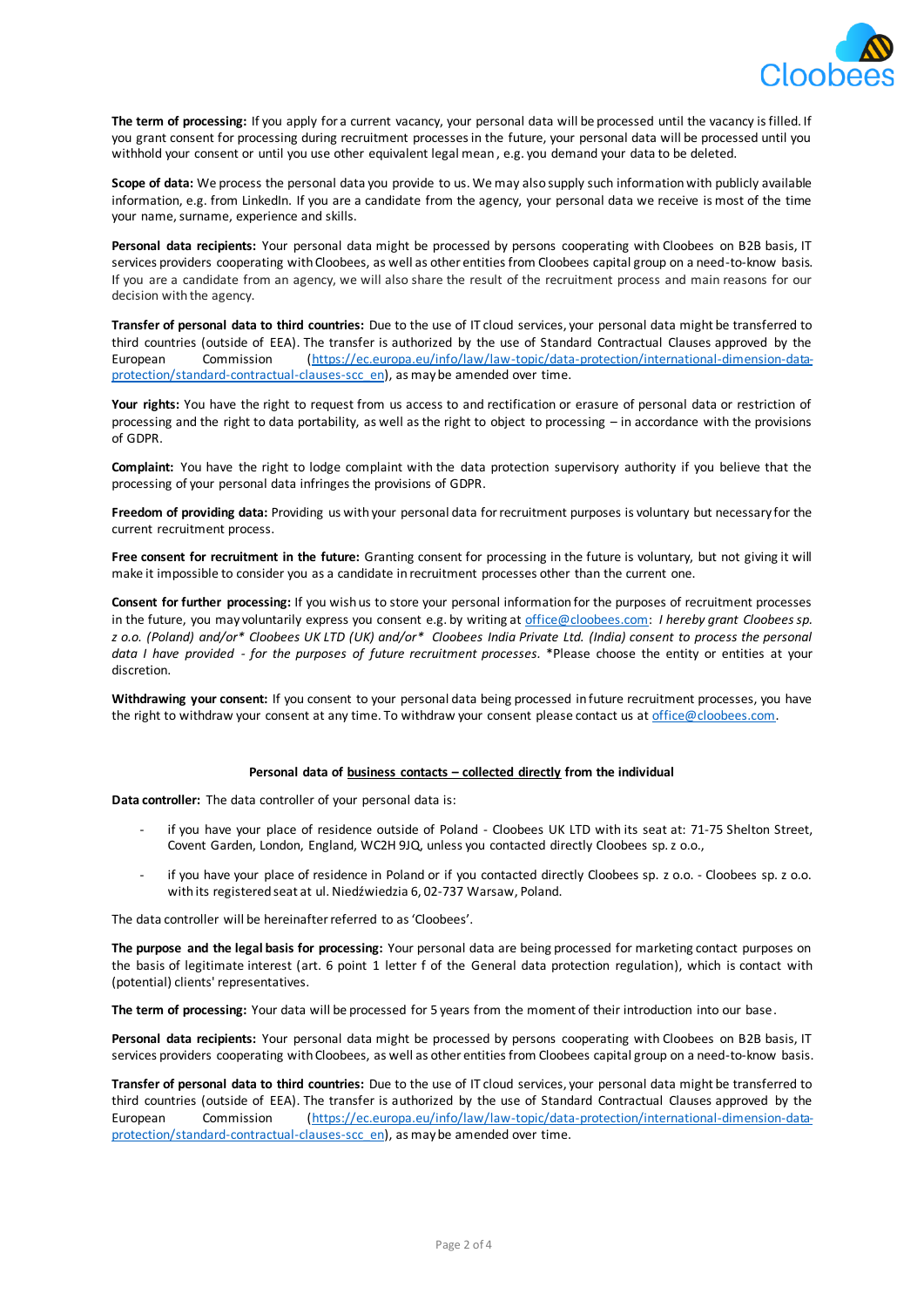**The term of processing:** If you apply for a current vacancy, your personal data will be processed until the vacancy is filled. If you grant consent for processing during recruitment processes in the future, your personal data will be processed until you withhold your consent or until you use other equivalent legal mean , e.g. you demand your data to be deleted.

**Scope of data:** We process the personal data you provide to us. We may also supply such information with publicly available information, e.g. from LinkedIn. If you are a candidate from the agency, your personal data we receive is most of the time your name, surname, experience and skills.

**Personal data recipients:** Your personal data might be processed by persons cooperating with Cloobees on B2B basis, IT services providers cooperating with Cloobees, as well as other entities from Cloobees capital group on a need-to-know basis. If you are a candidate from an agency, we will also share the result of the recruitment process and main reasons for our decision with the agency.

**Transfer of personal data to third countries:** Due to the use of IT cloud services, your personal data might be transferred to third countries (outside of EEA). The transfer is authorized by the use of Standard Contractual Clauses approved by the European Commission (https://ec.europa.eu/info/law/law-topic/data-protection/international-dimension-data-protection/standard-contractual-clauses-scc_en), as may be amended over time.

**Your rights:** You have the right to request from us access to and rectification or erasure of personal data or restriction of processing and the right to data portability, as well as the right to object to processing – in accordance with the provisions of GDPR.

**Complaint:** You have the right to lodge complaint with the data protection supervisory authority if you believe that the processing of your personal data infringes the provisions of GDPR.

**Freedom of providing data:** Providing us with your personal data for recruitment purposes is voluntary but necessary for the current recruitment process.

**Free consent for recruitment in the future:** Granting consent for processing in the future is voluntary, but not giving it will make it impossible to consider you as a candidate in recruitment processes other than the current one.

**Consent for further processing:** If you wish us to store your personal information for the purposes of recruitment processes in the future, you may voluntarily express you consent e.g. by writing at office@cloobees.com: *I hereby grant Cloobees sp. z o.o. (Poland) and/or* Cloobees UK LTD (UK) and/or* Cloobees India Private Ltd. (India) consent to process the personal data I have provided - for the purposes of future recruitment processes.* *Please choose the entity or entities at your discretion.

**Withdrawing your consent:** If you consent to your personal data being processed in future recruitment processes, you have the right to withdraw your consent at any time. To withdraw your consent please contact us at office@cloobees.com.

### Personal data of business contacts – collected directly from the individual

**Data controller:** The data controller of your personal data is:

- if you have your place of residence outside of Poland - Cloobees UK LTD with its seat at: 71-75 Shelton Street, Covent Garden, London, England, WC2H 9JQ, unless you contacted directly Cloobees sp. z o.o.,
- if you have your place of residence in Poland or if you contacted directly Cloobees sp. z o.o. - Cloobees sp. z o.o. with its registered seat at ul. Niedźwiedzia 6, 02-737 Warsaw, Poland.

The data controller will be hereinafter referred to as 'Cloobees'.

**The purpose and the legal basis for processing:** Your personal data are being processed for marketing contact purposes on the basis of legitimate interest (art. 6 point 1 letter f of the General data protection regulation), which is contact with (potential) clients' representatives.

**The term of processing:** Your data will be processed for 5 years from the moment of their introduction into our base.

**Personal data recipients:** Your personal data might be processed by persons cooperating with Cloobees on B2B basis, IT services providers cooperating with Cloobees, as well as other entities from Cloobees capital group on a need-to-know basis.

**Transfer of personal data to third countries:** Due to the use of IT cloud services, your personal data might be transferred to third countries (outside of EEA). The transfer is authorized by the use of Standard Contractual Clauses approved by the European Commission (https://ec.europa.eu/info/law/law-topic/data-protection/international-dimension-data-protection/standard-contractual-clauses-scc_en), as may be amended over time.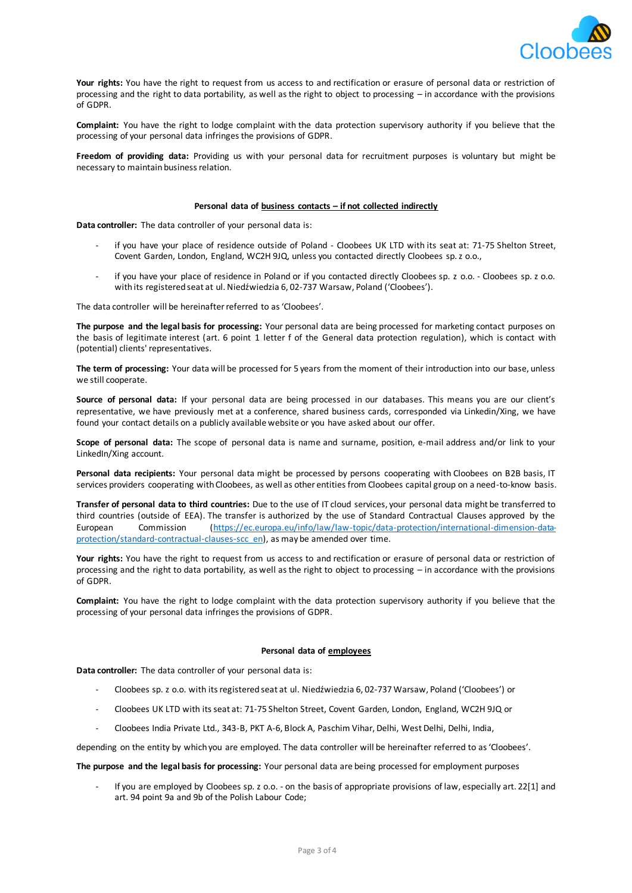**Your rights:** You have the right to request from us access to and rectification or erasure of personal data or restriction of processing and the right to data portability, as well as the right to object to processing – in accordance with the provisions of GDPR.

**Complaint:** You have the right to lodge complaint with the data protection supervisory authority if you believe that the processing of your personal data infringes the provisions of GDPR.

**Freedom of providing data:** Providing us with your personal data for recruitment purposes is voluntary but might be necessary to maintain business relation.

#### Personal data of <u>business contacts – if not collected indirectly</u>

**Data controller:** The data controller of your personal data is:

- if you have your place of residence outside of Poland - Cloobees UK LTD with its seat at: 71-75 Shelton Street, Covent Garden, London, England, WC2H 9JQ, unless you contacted directly Cloobees sp. z o.o.,
- if you have your place of residence in Poland or if you contacted directly Cloobees sp. z o.o. - Cloobees sp. z o.o. with its registered seat at ul. Niedźwiedzia 6, 02-737 Warsaw, Poland ('Cloobees').

The data controller will be hereinafter referred to as 'Cloobees'.

**The purpose and the legal basis for processing:** Your personal data are being processed for marketing contact purposes on the basis of legitimate interest (art. 6 point 1 letter f of the General data protection regulation), which is contact with (potential) clients' representatives.

**The term of processing:** Your data will be processed for 5 years from the moment of their introduction into our base, unless we still cooperate.

**Source of personal data:** If your personal data are being processed in our databases. This means you are our client's representative, we have previously met at a conference, shared business cards, corresponded via Linkedin/Xing, we have found your contact details on a publicly available website or you have asked about our offer.

**Scope of personal data:** The scope of personal data is name and surname, position, e-mail address and/or link to your LinkedIn/Xing account.

**Personal data recipients:** Your personal data might be processed by persons cooperating with Cloobees on B2B basis, IT services providers cooperating with Cloobees, as well as other entities from Cloobees capital group on a need-to-know basis.

**Transfer of personal data to third countries:** Due to the use of IT cloud services, your personal data might be transferred to third countries (outside of EEA). The transfer is authorized by the use of Standard Contractual Clauses approved by the European Commission (https://ec.europa.eu/info/law/law-topic/data-protection/international-dimension-data-protection/standard-contractual-clauses-scc_en), as may be amended over time.

**Your rights:** You have the right to request from us access to and rectification or erasure of personal data or restriction of processing and the right to data portability, as well as the right to object to processing – in accordance with the provisions of GDPR.

**Complaint:** You have the right to lodge complaint with the data protection supervisory authority if you believe that the processing of your personal data infringes the provisions of GDPR.

#### Personal data of <u>employees</u>

**Data controller:** The data controller of your personal data is:

- Cloobees sp. z o.o. with its registered seat at ul. Niedźwiedzia 6, 02-737 Warsaw, Poland ('Cloobees') or
- Cloobees UK LTD with its seat at: 71-75 Shelton Street, Covent Garden, London, England, WC2H 9JQ or
- Cloobees India Private Ltd., 343-B, PKT A-6, Block A, Paschim Vihar, Delhi, West Delhi, Delhi, India,

depending on the entity by which you are employed. The data controller will be hereinafter referred to as 'Cloobees'.

**The purpose and the legal basis for processing:** Your personal data are being processed for employment purposes

- If you are employed by Cloobees sp. z o.o. - on the basis of appropriate provisions of law, especially art. 22[1] and art. 94 point 9a and 9b of the Polish Labour Code;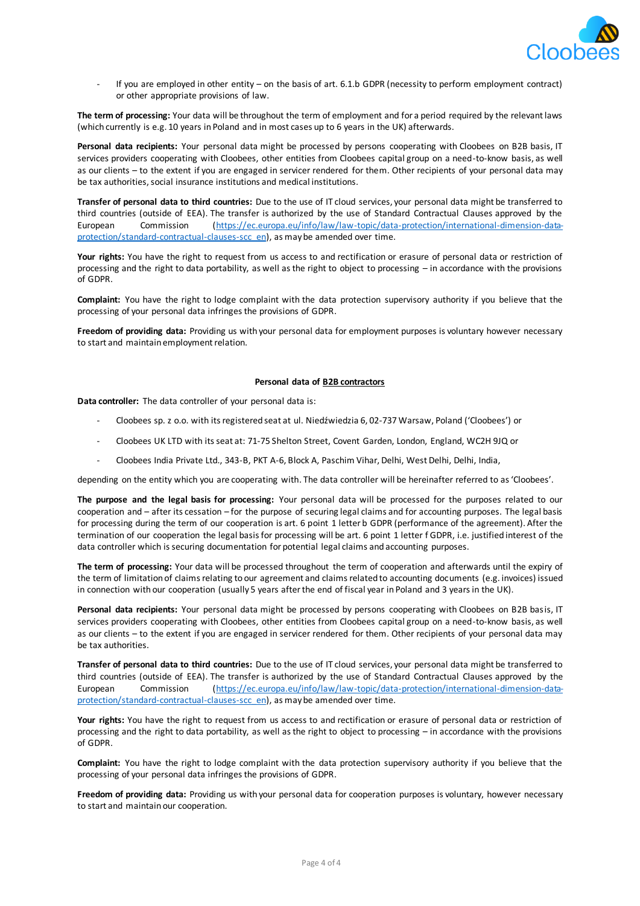- If you are employed in other entity – on the basis of art. 6.1.b GDPR (necessity to perform employment contract) or other appropriate provisions of law.

**The term of processing:** Your data will be throughout the term of employment and for a period required by the relevant laws (which currently is e.g. 10 years in Poland and in most cases up to 6 years in the UK) afterwards.

**Personal data recipients:** Your personal data might be processed by persons cooperating with Cloobees on B2B basis, IT services providers cooperating with Cloobees, other entities from Cloobees capital group on a need-to-know basis, as well as our clients – to the extent if you are engaged in servicer rendered for them. Other recipients of your personal data may be tax authorities, social insurance institutions and medical institutions.

**Transfer of personal data to third countries:** Due to the use of IT cloud services, your personal data might be transferred to third countries (outside of EEA). The transfer is authorized by the use of Standard Contractual Clauses approved by the European Commission (https://ec.europa.eu/info/law/law-topic/data-protection/international-dimension-data-protection/standard-contractual-clauses-scc_en), as may be amended over time.

**Your rights:** You have the right to request from us access to and rectification or erasure of personal data or restriction of processing and the right to data portability, as well as the right to object to processing – in accordance with the provisions of GDPR.

**Complaint:** You have the right to lodge complaint with the data protection supervisory authority if you believe that the processing of your personal data infringes the provisions of GDPR.

**Freedom of providing data:** Providing us with your personal data for employment purposes is voluntary however necessary to start and maintain employment relation.

## Personal data of B2B contractors

**Data controller:** The data controller of your personal data is:

- Cloobees sp. z o.o. with its registered seat at ul. Niedźwiedzia 6, 02-737 Warsaw, Poland ('Cloobees') or
- Cloobees UK LTD with its seat at: 71-75 Shelton Street, Covent Garden, London, England, WC2H 9JQ or
- Cloobees India Private Ltd., 343-B, PKT A-6, Block A, Paschim Vihar, Delhi, West Delhi, Delhi, India,

depending on the entity which you are cooperating with. The data controller will be hereinafter referred to as 'Cloobees'.

**The purpose and the legal basis for processing:** Your personal data will be processed for the purposes related to our cooperation and – after its cessation – for the purpose of securing legal claims and for accounting purposes. The legal basis for processing during the term of our cooperation is art. 6 point 1 letter b GDPR (performance of the agreement). After the termination of our cooperation the legal basis for processing will be art. 6 point 1 letter f GDPR, i.e. justified interest of the data controller which is securing documentation for potential legal claims and accounting purposes.

**The term of processing:** Your data will be processed throughout the term of cooperation and afterwards until the expiry of the term of limitation of claims relating to our agreement and claims related to accounting documents (e.g. invoices) issued in connection with our cooperation (usually 5 years after the end of fiscal year in Poland and 3 years in the UK).

**Personal data recipients:** Your personal data might be processed by persons cooperating with Cloobees on B2B basis, IT services providers cooperating with Cloobees, other entities from Cloobees capital group on a need-to-know basis, as well as our clients – to the extent if you are engaged in servicer rendered for them. Other recipients of your personal data may be tax authorities.

**Transfer of personal data to third countries:** Due to the use of IT cloud services, your personal data might be transferred to third countries (outside of EEA). The transfer is authorized by the use of Standard Contractual Clauses approved by the European Commission (https://ec.europa.eu/info/law/law-topic/data-protection/international-dimension-data-protection/standard-contractual-clauses-scc_en), as may be amended over time.

**Your rights:** You have the right to request from us access to and rectification or erasure of personal data or restriction of processing and the right to data portability, as well as the right to object to processing – in accordance with the provisions of GDPR.

**Complaint:** You have the right to lodge complaint with the data protection supervisory authority if you believe that the processing of your personal data infringes the provisions of GDPR.

**Freedom of providing data:** Providing us with your personal data for cooperation purposes is voluntary, however necessary to start and maintain our cooperation.